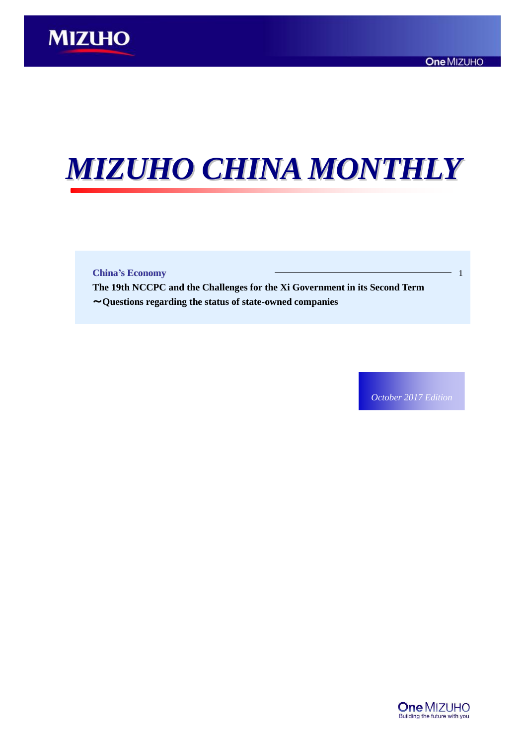MIZUHO

# *MIZUHO CHINA MONTHLY*

**China's Economy** ——————————— 1

**The 19th NCCPC and the Challenges for the Xi Government in its Second Term**
**〜Questions regarding the status of state-owned companies**

*October 2017 Edition*

One MIZUHO
Building the future with you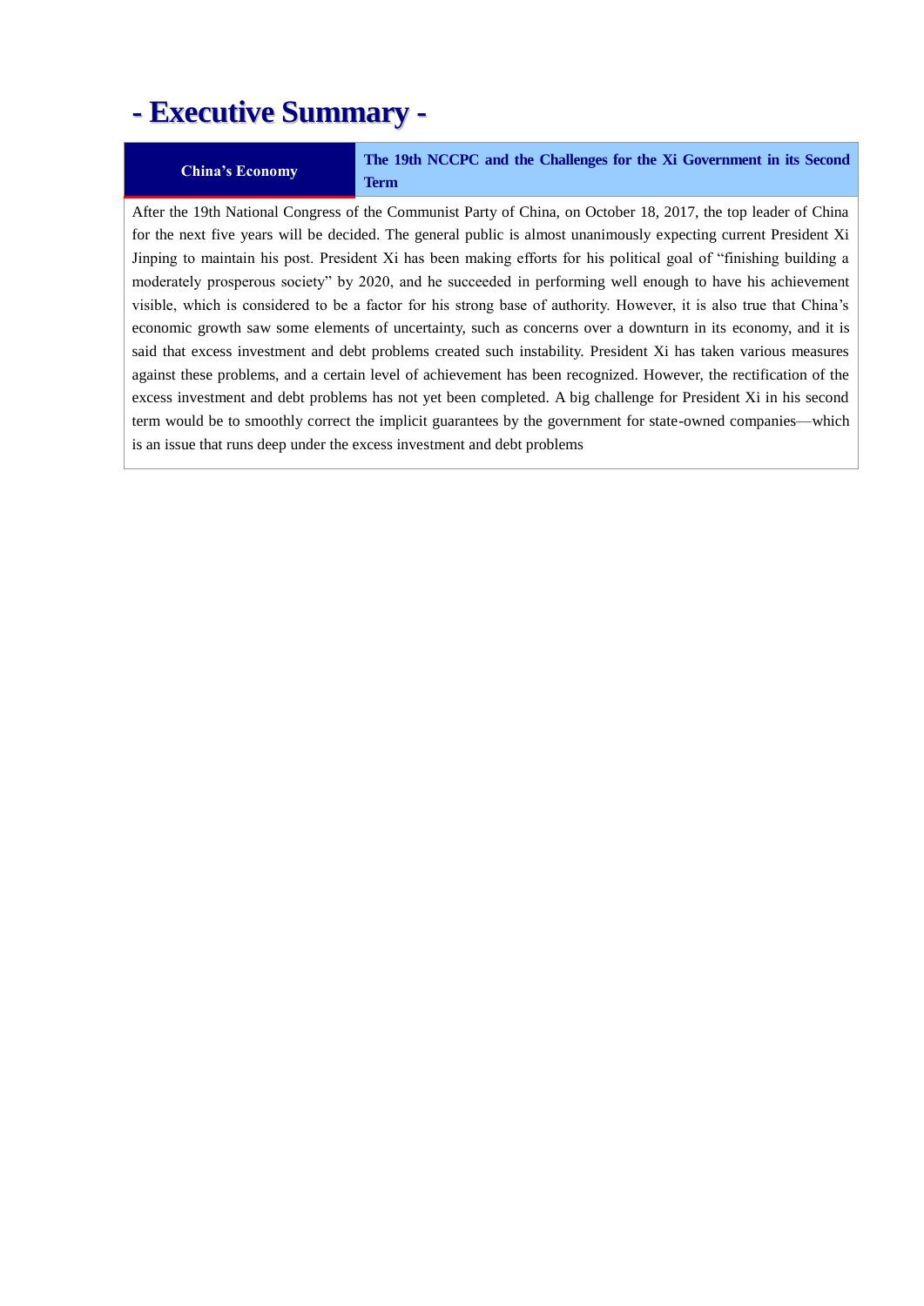# - Executive Summary -

| China's Economy | The 19th NCCPC and the Challenges for the Xi Government in its Second Term |
| --- | --- |

After the 19th National Congress of the Communist Party of China, on October 18, 2017, the top leader of China for the next five years will be decided. The general public is almost unanimously expecting current President Xi Jinping to maintain his post. President Xi has been making efforts for his political goal of "finishing building a moderately prosperous society" by 2020, and he succeeded in performing well enough to have his achievement visible, which is considered to be a factor for his strong base of authority. However, it is also true that China's economic growth saw some elements of uncertainty, such as concerns over a downturn in its economy, and it is said that excess investment and debt problems created such instability. President Xi has taken various measures against these problems, and a certain level of achievement has been recognized. However, the rectification of the excess investment and debt problems has not yet been completed. A big challenge for President Xi in his second term would be to smoothly correct the implicit guarantees by the government for state-owned companies—which is an issue that runs deep under the excess investment and debt problems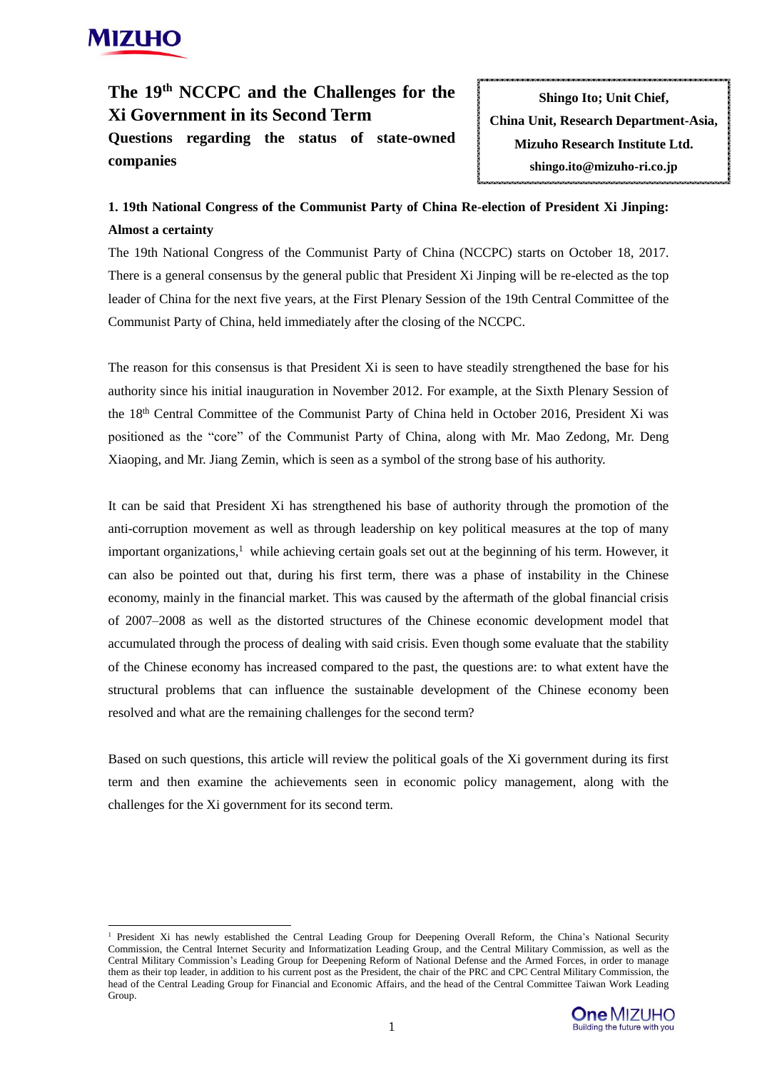# The 19th NCCPC and the Challenges for the Xi Government in its Second Term

## Questions regarding the status of state-owned companies

**Shingo Ito; Unit Chief,**
**China Unit, Research Department-Asia,**
**Mizuho Research Institute Ltd.**
**shingo.ito@mizuho-ri.co.jp**

### 1. 19th National Congress of the Communist Party of China Re-election of President Xi Jinping: Almost a certainty

The 19th National Congress of the Communist Party of China (NCCPC) starts on October 18, 2017. There is a general consensus by the general public that President Xi Jinping will be re-elected as the top leader of China for the next five years, at the First Plenary Session of the 19th Central Committee of the Communist Party of China, held immediately after the closing of the NCCPC.

The reason for this consensus is that President Xi is seen to have steadily strengthened the base for his authority since his initial inauguration in November 2012. For example, at the Sixth Plenary Session of the 18th Central Committee of the Communist Party of China held in October 2016, President Xi was positioned as the "core" of the Communist Party of China, along with Mr. Mao Zedong, Mr. Deng Xiaoping, and Mr. Jiang Zemin, which is seen as a symbol of the strong base of his authority.

It can be said that President Xi has strengthened his base of authority through the promotion of the anti-corruption movement as well as through leadership on key political measures at the top of many important organizations,[1] while achieving certain goals set out at the beginning of his term. However, it can also be pointed out that, during his first term, there was a phase of instability in the Chinese economy, mainly in the financial market. This was caused by the aftermath of the global financial crisis of 2007–2008 as well as the distorted structures of the Chinese economic development model that accumulated through the process of dealing with said crisis. Even though some evaluate that the stability of the Chinese economy has increased compared to the past, the questions are: to what extent have the structural problems that can influence the sustainable development of the Chinese economy been resolved and what are the remaining challenges for the second term?

Based on such questions, this article will review the political goals of the Xi government during its first term and then examine the achievements seen in economic policy management, along with the challenges for the Xi government for its second term.

[1] President Xi has newly established the Central Leading Group for Deepening Overall Reform, the China's National Security Commission, the Central Internet Security and Informatization Leading Group, and the Central Military Commission, as well as the Central Military Commission's Leading Group for Deepening Reform of National Defense and the Armed Forces, in order to manage them as their top leader, in addition to his current post as the President, the chair of the PRC and CPC Central Military Commission, the head of the Central Leading Group for Financial and Economic Affairs, and the head of the Central Committee Taiwan Work Leading Group.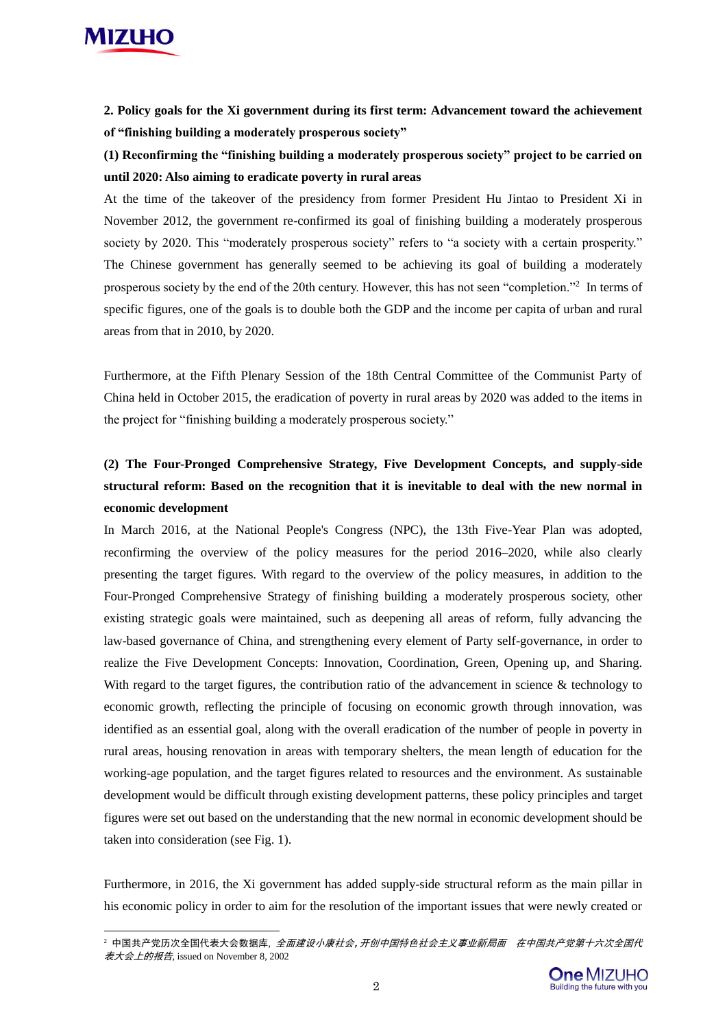**2. Policy goals for the Xi government during its first term: Advancement toward the achievement of "finishing building a moderately prosperous society"**

**(1) Reconfirming the "finishing building a moderately prosperous society" project to be carried on until 2020: Also aiming to eradicate poverty in rural areas**

At the time of the takeover of the presidency from former President Hu Jintao to President Xi in November 2012, the government re-confirmed its goal of finishing building a moderately prosperous society by 2020. This "moderately prosperous society" refers to "a society with a certain prosperity." The Chinese government has generally seemed to be achieving its goal of building a moderately prosperous society by the end of the 20th century. However, this has not seen "completion."[2] In terms of specific figures, one of the goals is to double both the GDP and the income per capita of urban and rural areas from that in 2010, by 2020.

Furthermore, at the Fifth Plenary Session of the 18th Central Committee of the Communist Party of China held in October 2015, the eradication of poverty in rural areas by 2020 was added to the items in the project for "finishing building a moderately prosperous society."

**(2) The Four-Pronged Comprehensive Strategy, Five Development Concepts, and supply-side structural reform: Based on the recognition that it is inevitable to deal with the new normal in economic development**

In March 2016, at the National People's Congress (NPC), the 13th Five-Year Plan was adopted, reconfirming the overview of the policy measures for the period 2016–2020, while also clearly presenting the target figures. With regard to the overview of the policy measures, in addition to the Four-Pronged Comprehensive Strategy of finishing building a moderately prosperous society, other existing strategic goals were maintained, such as deepening all areas of reform, fully advancing the law-based governance of China, and strengthening every element of Party self-governance, in order to realize the Five Development Concepts: Innovation, Coordination, Green, Opening up, and Sharing. With regard to the target figures, the contribution ratio of the advancement in science & technology to economic growth, reflecting the principle of focusing on economic growth through innovation, was identified as an essential goal, along with the overall eradication of the number of people in poverty in rural areas, housing renovation in areas with temporary shelters, the mean length of education for the working-age population, and the target figures related to resources and the environment. As sustainable development would be difficult through existing development patterns, these policy principles and target figures were set out based on the understanding that the new normal in economic development should be taken into consideration (see Fig. 1).

Furthermore, in 2016, the Xi government has added supply-side structural reform as the main pillar in his economic policy in order to aim for the resolution of the important issues that were newly created or

---

[2] 中国共产党历次全国代表大会数据库, *全面建设小康社会,开创中国特色社会主义事业新局面　在中国共产党第十六次全国代表大会上的报告*, issued on November 8, 2002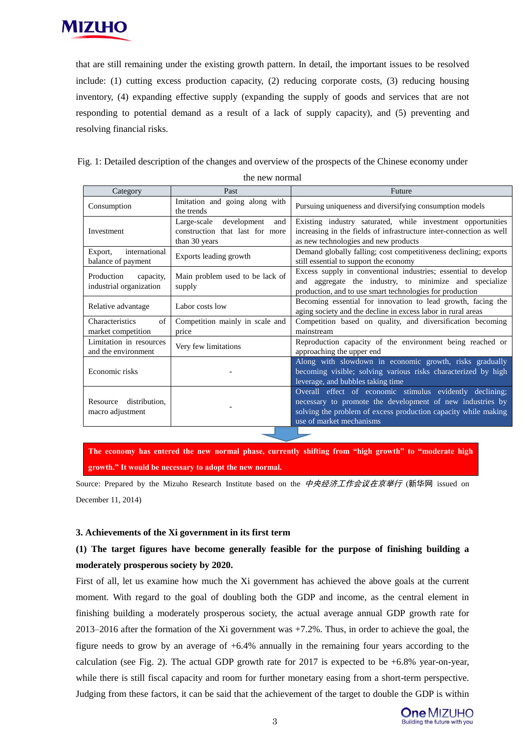that are still remaining under the existing growth pattern. In detail, the important issues to be resolved include: (1) cutting excess production capacity, (2) reducing corporate costs, (3) reducing housing inventory, (4) expanding effective supply (expanding the supply of goods and services that are not responding to potential demand as a result of a lack of supply capacity), and (5) preventing and resolving financial risks.

Fig. 1: Detailed description of the changes and overview of the prospects of the Chinese economy under the new normal

| Category | Past | Future |
|---|---|---|
| Consumption | Imitation and going along with the trends | Pursuing uniqueness and diversifying consumption models |
| Investment | Large-scale development and construction that last for more than 30 years | Existing industry saturated, while investment opportunities increasing in the fields of infrastructure inter-connection as well as new technologies and new products |
| Export, international balance of payment | Exports leading growth | Demand globally falling; cost competitiveness declining; exports still essential to support the economy |
| Production capacity, industrial organization | Main problem used to be lack of supply | Excess supply in conventional industries; essential to develop and aggregate the industry, to minimize and specialize production, and to use smart technologies for production |
| Relative advantage | Labor costs low | Becoming essential for innovation to lead growth, facing the aging society and the decline in excess labor in rural areas |
| Characteristics of market competition | Competition mainly in scale and price | Competition based on quality, and diversification becoming mainstream |
| Limitation in resources and the environment | Very few limitations | Reproduction capacity of the environment being reached or approaching the upper end |
| Economic risks | - | Along with slowdown in economic growth, risks gradually becoming visible; solving various risks characterized by high leverage, and bubbles taking time |
| Resource distribution, macro adjustment | - | Overall effect of economic stimulus evidently declining; necessary to promote the development of new industries by solving the problem of excess production capacity while making use of market mechanisms |

**The economy has entered the new normal phase, currently shifting from "high growth" to "moderate high growth." It would be necessary to adopt the new normal.**

Source: Prepared by the Mizuho Research Institute based on the *中央经济工作会议在京举行* (新华网 issued on December 11, 2014)

### 3. Achievements of the Xi government in its first term

#### (1) The target figures have become generally feasible for the purpose of finishing building a moderately prosperous society by 2020.

First of all, let us examine how much the Xi government has achieved the above goals at the current moment. With regard to the goal of doubling both the GDP and income, as the central element in finishing building a moderately prosperous society, the actual average annual GDP growth rate for 2013–2016 after the formation of the Xi government was +7.2%. Thus, in order to achieve the goal, the figure needs to grow by an average of +6.4% annually in the remaining four years according to the calculation (see Fig. 2). The actual GDP growth rate for 2017 is expected to be +6.8% year-on-year, while there is still fiscal capacity and room for further monetary easing from a short-term perspective. Judging from these factors, it can be said that the achievement of the target to double the GDP is within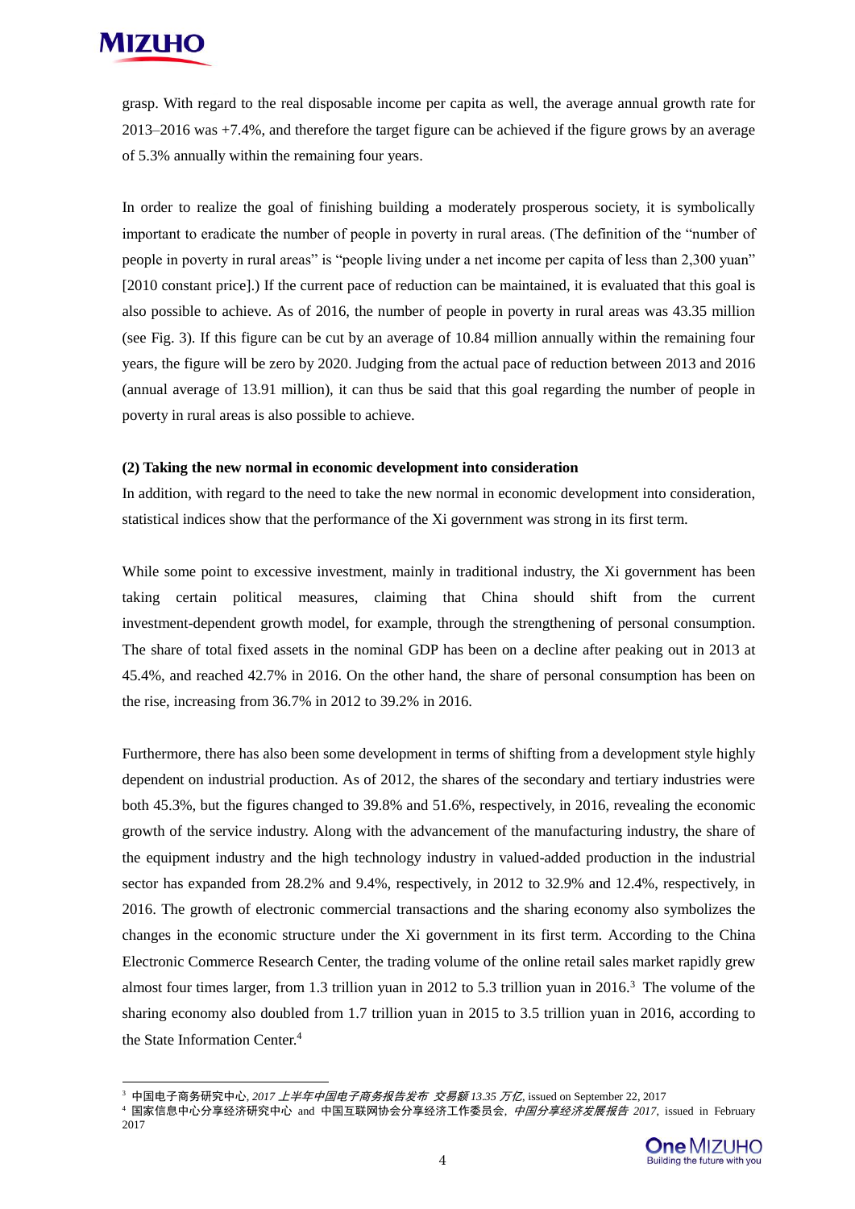grasp. With regard to the real disposable income per capita as well, the average annual growth rate for 2013–2016 was +7.4%, and therefore the target figure can be achieved if the figure grows by an average of 5.3% annually within the remaining four years.

In order to realize the goal of finishing building a moderately prosperous society, it is symbolically important to eradicate the number of people in poverty in rural areas. (The definition of the "number of people in poverty in rural areas" is "people living under a net income per capita of less than 2,300 yuan" [2010 constant price].) If the current pace of reduction can be maintained, it is evaluated that this goal is also possible to achieve. As of 2016, the number of people in poverty in rural areas was 43.35 million (see Fig. 3). If this figure can be cut by an average of 10.84 million annually within the remaining four years, the figure will be zero by 2020. Judging from the actual pace of reduction between 2013 and 2016 (annual average of 13.91 million), it can thus be said that this goal regarding the number of people in poverty in rural areas is also possible to achieve.

**(2) Taking the new normal in economic development into consideration**

In addition, with regard to the need to take the new normal in economic development into consideration, statistical indices show that the performance of the Xi government was strong in its first term.

While some point to excessive investment, mainly in traditional industry, the Xi government has been taking certain political measures, claiming that China should shift from the current investment-dependent growth model, for example, through the strengthening of personal consumption. The share of total fixed assets in the nominal GDP has been on a decline after peaking out in 2013 at 45.4%, and reached 42.7% in 2016. On the other hand, the share of personal consumption has been on the rise, increasing from 36.7% in 2012 to 39.2% in 2016.

Furthermore, there has also been some development in terms of shifting from a development style highly dependent on industrial production. As of 2012, the shares of the secondary and tertiary industries were both 45.3%, but the figures changed to 39.8% and 51.6%, respectively, in 2016, revealing the economic growth of the service industry. Along with the advancement of the manufacturing industry, the share of the equipment industry and the high technology industry in valued-added production in the industrial sector has expanded from 28.2% and 9.4%, respectively, in 2012 to 32.9% and 12.4%, respectively, in 2016. The growth of electronic commercial transactions and the sharing economy also symbolizes the changes in the economic structure under the Xi government in its first term. According to the China Electronic Commerce Research Center, the trading volume of the online retail sales market rapidly grew almost four times larger, from 1.3 trillion yuan in 2012 to 5.3 trillion yuan in 2016.[3] The volume of the sharing economy also doubled from 1.7 trillion yuan in 2015 to 3.5 trillion yuan in 2016, according to the State Information Center.[4]

---

[3] 中国电子商务研究中心, *2017 上半年中国电子商务报告发布 交易额 13.35 万亿*, issued on September 22, 2017

[4] 国家信息中心分享经济研究中心 and 中国互联网协会分享经济工作委员会, *中国分享经济发展报告 2017*, issued in February 2017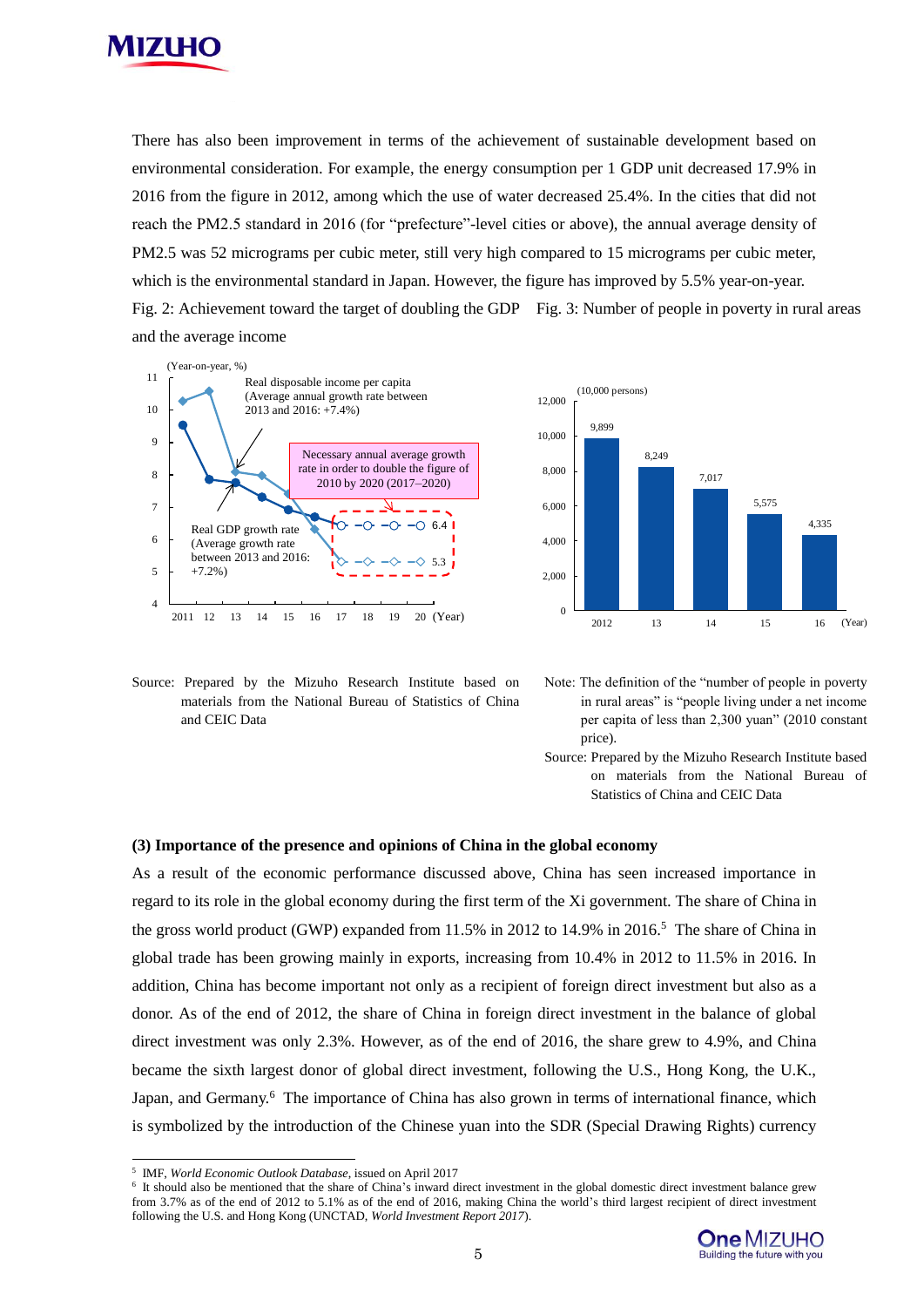There has also been improvement in terms of the achievement of sustainable development based on environmental consideration. For example, the energy consumption per 1 GDP unit decreased 17.9% in 2016 from the figure in 2012, among which the use of water decreased 25.4%. In the cities that did not reach the PM2.5 standard in 2016 (for "prefecture"-level cities or above), the annual average density of PM2.5 was 52 micrograms per cubic meter, still very high compared to 15 micrograms per cubic meter, which is the environmental standard in Japan. However, the figure has improved by 5.5% year-on-year.

Fig. 2: Achievement toward the target of doubling the GDP and the average income

Source: Prepared by the Mizuho Research Institute based on materials from the National Bureau of Statistics of China and CEIC Data

Fig. 3: Number of people in poverty in rural areas

(10,000 persons)

| Year | 2012 | 13 | 14 | 15 | 16 |
|---|---|---|---|---|---|
| Number of people in poverty in rural areas | 9,899 | 8,249 | 7,017 | 5,575 | 4,335 |

Note: The definition of the "number of people in poverty in rural areas" is "people living under a net income per capita of less than 2,300 yuan" (2010 constant price).

Source: Prepared by the Mizuho Research Institute based on materials from the National Bureau of Statistics of China and CEIC Data

### (3) Importance of the presence and opinions of China in the global economy

As a result of the economic performance discussed above, China has seen increased importance in regard to its role in the global economy during the first term of the Xi government. The share of China in the gross world product (GWP) expanded from 11.5% in 2012 to 14.9% in 2016.[5] The share of China in global trade has been growing mainly in exports, increasing from 10.4% in 2012 to 11.5% in 2016. In addition, China has become important not only as a recipient of foreign direct investment but also as a donor. As of the end of 2012, the share of China in foreign direct investment in the balance of global direct investment was only 2.3%. However, as of the end of 2016, the share grew to 4.9%, and China became the sixth largest donor of global direct investment, following the U.S., Hong Kong, the U.K., Japan, and Germany.[6] The importance of China has also grown in terms of international finance, which is symbolized by the introduction of the Chinese yuan into the SDR (Special Drawing Rights) currency

---

[5] IMF, *World Economic Outlook Database*, issued on April 2017

[6] It should also be mentioned that the share of China's inward direct investment in the global domestic direct investment balance grew from 3.7% as of the end of 2012 to 5.1% as of the end of 2016, making China the world's third largest recipient of direct investment following the U.S. and Hong Kong (UNCTAD, *World Investment Report 2017*).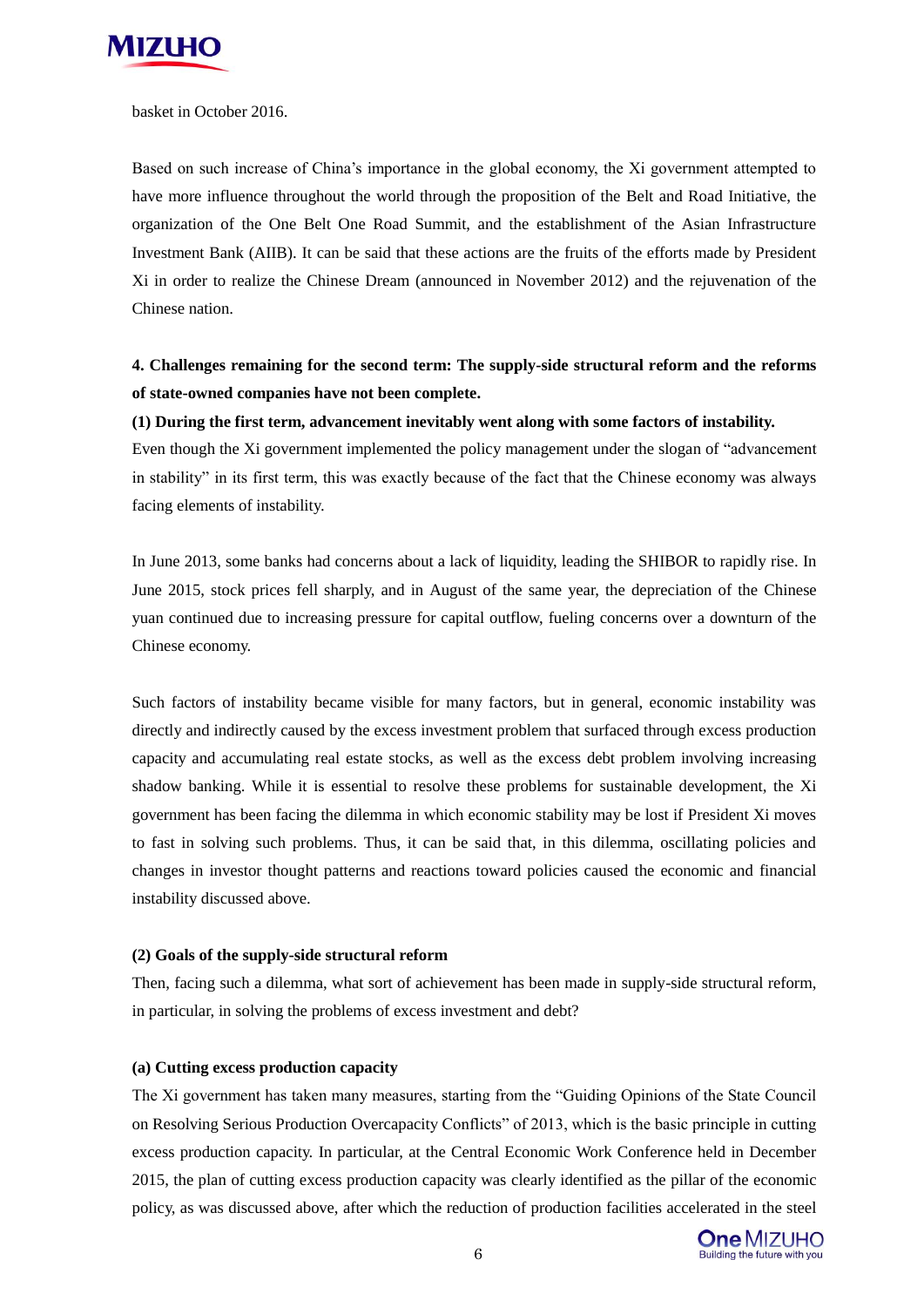basket in October 2016.

Based on such increase of China's importance in the global economy, the Xi government attempted to have more influence throughout the world through the proposition of the Belt and Road Initiative, the organization of the One Belt One Road Summit, and the establishment of the Asian Infrastructure Investment Bank (AIIB). It can be said that these actions are the fruits of the efforts made by President Xi in order to realize the Chinese Dream (announced in November 2012) and the rejuvenation of the Chinese nation.

## 4. Challenges remaining for the second term: The supply-side structural reform and the reforms of state-owned companies have not been complete.

### (1) During the first term, advancement inevitably went along with some factors of instability.

Even though the Xi government implemented the policy management under the slogan of "advancement in stability" in its first term, this was exactly because of the fact that the Chinese economy was always facing elements of instability.

In June 2013, some banks had concerns about a lack of liquidity, leading the SHIBOR to rapidly rise. In June 2015, stock prices fell sharply, and in August of the same year, the depreciation of the Chinese yuan continued due to increasing pressure for capital outflow, fueling concerns over a downturn of the Chinese economy.

Such factors of instability became visible for many factors, but in general, economic instability was directly and indirectly caused by the excess investment problem that surfaced through excess production capacity and accumulating real estate stocks, as well as the excess debt problem involving increasing shadow banking. While it is essential to resolve these problems for sustainable development, the Xi government has been facing the dilemma in which economic stability may be lost if President Xi moves to fast in solving such problems. Thus, it can be said that, in this dilemma, oscillating policies and changes in investor thought patterns and reactions toward policies caused the economic and financial instability discussed above.

### (2) Goals of the supply-side structural reform

Then, facing such a dilemma, what sort of achievement has been made in supply-side structural reform, in particular, in solving the problems of excess investment and debt?

#### (a) Cutting excess production capacity

The Xi government has taken many measures, starting from the "Guiding Opinions of the State Council on Resolving Serious Production Overcapacity Conflicts" of 2013, which is the basic principle in cutting excess production capacity. In particular, at the Central Economic Work Conference held in December 2015, the plan of cutting excess production capacity was clearly identified as the pillar of the economic policy, as was discussed above, after which the reduction of production facilities accelerated in the steel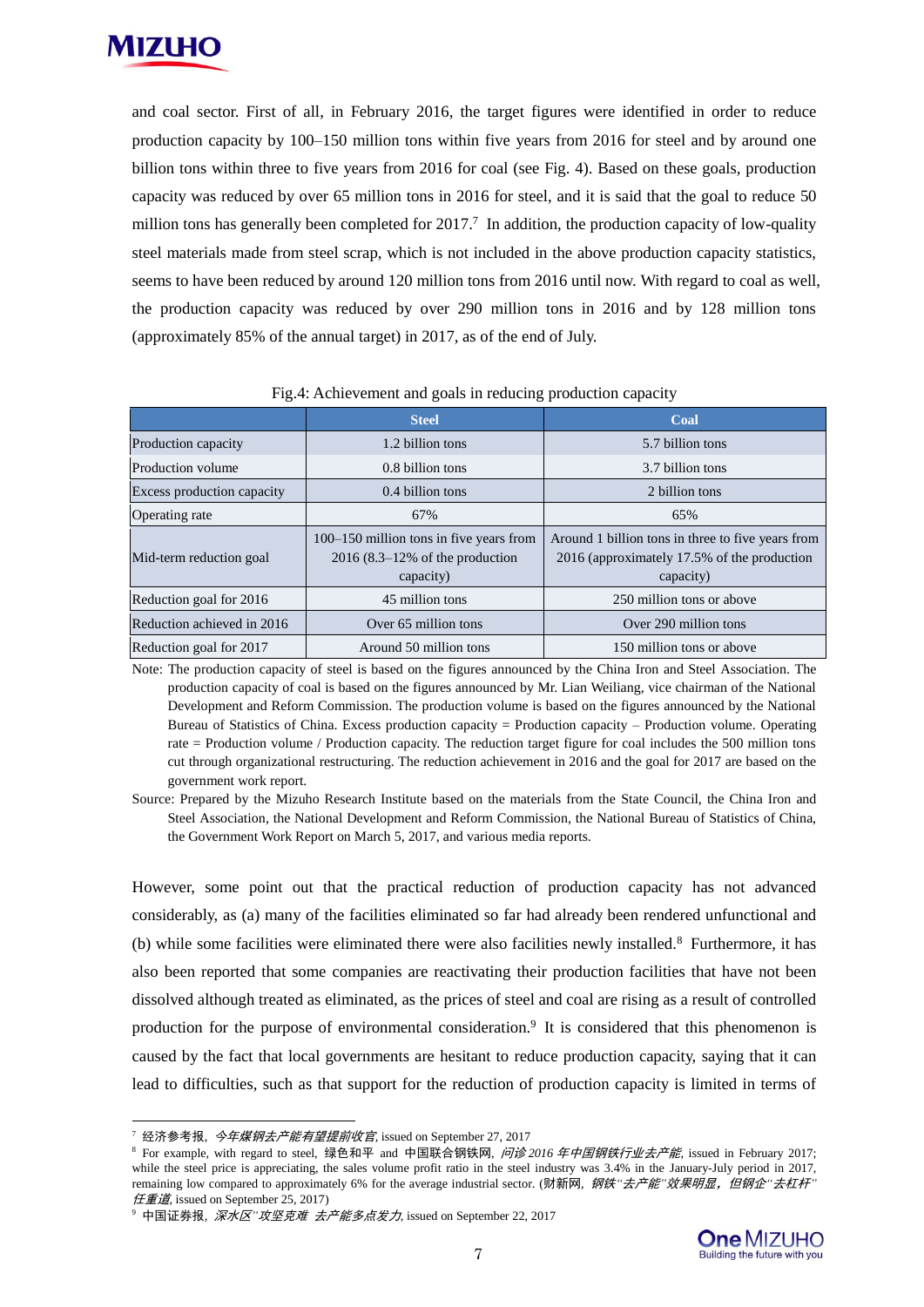and coal sector. First of all, in February 2016, the target figures were identified in order to reduce production capacity by 100–150 million tons within five years from 2016 for steel and by around one billion tons within three to five years from 2016 for coal (see Fig. 4). Based on these goals, production capacity was reduced by over 65 million tons in 2016 for steel, and it is said that the goal to reduce 50 million tons has generally been completed for 2017.[7] In addition, the production capacity of low-quality steel materials made from steel scrap, which is not included in the above production capacity statistics, seems to have been reduced by around 120 million tons from 2016 until now. With regard to coal as well, the production capacity was reduced by over 290 million tons in 2016 and by 128 million tons (approximately 85% of the annual target) in 2017, as of the end of July.

Fig.4: Achievement and goals in reducing production capacity

| | Steel | Coal |
|---|---|---|
| Production capacity | 1.2 billion tons | 5.7 billion tons |
| Production volume | 0.8 billion tons | 3.7 billion tons |
| Excess production capacity | 0.4 billion tons | 2 billion tons |
| Operating rate | 67% | 65% |
| Mid-term reduction goal | 100–150 million tons in five years from 2016 (8.3–12% of the production capacity) | Around 1 billion tons in three to five years from 2016 (approximately 17.5% of the production capacity) |
| Reduction goal for 2016 | 45 million tons | 250 million tons or above |
| Reduction achieved in 2016 | Over 65 million tons | Over 290 million tons |
| Reduction goal for 2017 | Around 50 million tons | 150 million tons or above |

Note: The production capacity of steel is based on the figures announced by the China Iron and Steel Association. The production capacity of coal is based on the figures announced by Mr. Lian Weiliang, vice chairman of the National Development and Reform Commission. The production volume is based on the figures announced by the National Bureau of Statistics of China. Excess production capacity = Production capacity – Production volume. Operating rate = Production volume / Production capacity. The reduction target figure for coal includes the 500 million tons cut through organizational restructuring. The reduction achievement in 2016 and the goal for 2017 are based on the government work report.

Source: Prepared by the Mizuho Research Institute based on the materials from the State Council, the China Iron and Steel Association, the National Development and Reform Commission, the National Bureau of Statistics of China, the Government Work Report on March 5, 2017, and various media reports.

However, some point out that the practical reduction of production capacity has not advanced considerably, as (a) many of the facilities eliminated so far had already been rendered unfunctional and (b) while some facilities were eliminated there were also facilities newly installed.[8] Furthermore, it has also been reported that some companies are reactivating their production facilities that have not been dissolved although treated as eliminated, as the prices of steel and coal are rising as a result of controlled production for the purpose of environmental consideration.[9] It is considered that this phenomenon is caused by the fact that local governments are hesitant to reduce production capacity, saying that it can lead to difficulties, such as that support for the reduction of production capacity is limited in terms of

---

[7] 经济参考报, *今年煤钢去产能有望提前收官*, issued on September 27, 2017

[8] For example, with regard to steel, 绿色和平 and 中国联合钢铁网, *问诊2016年中国钢铁行业去产能*, issued in February 2017; while the steel price is appreciating, the sales volume profit ratio in the steel industry was 3.4% in the January-July period in 2017, remaining low compared to approximately 6% for the average industrial sector. (财新网, *钢铁"去产能"效果明显，但钢企"去杠杆"任重道*, issued on September 25, 2017)

[9] 中国证券报, *深水区"攻坚克难 去产能多点发力*, issued on September 22, 2017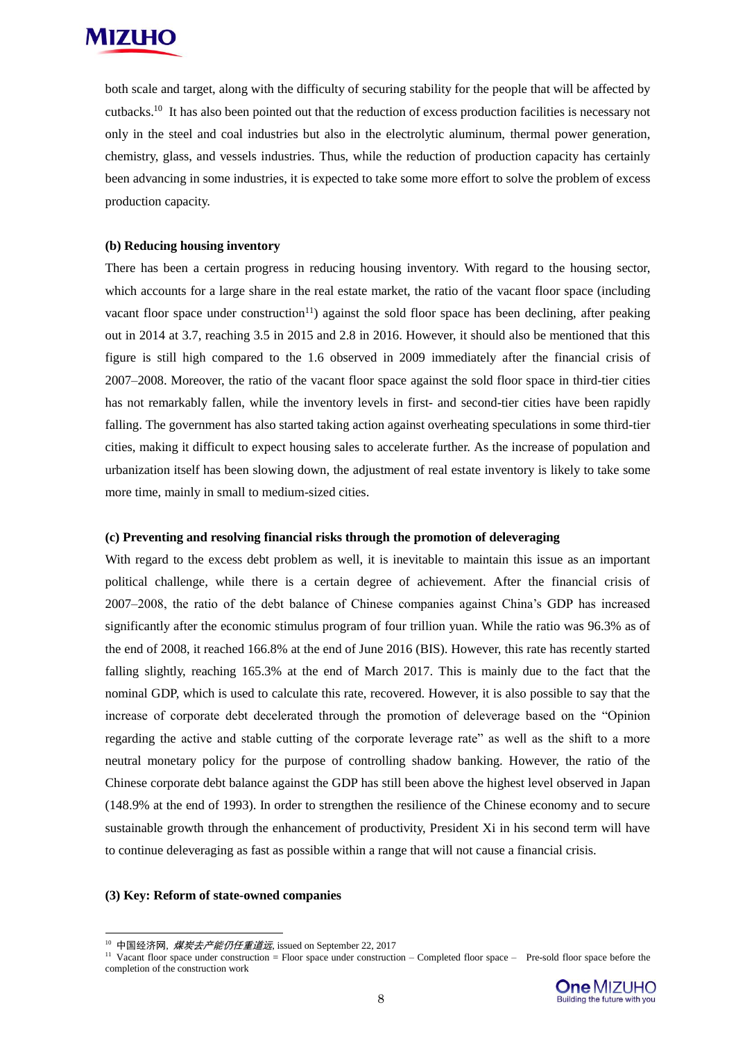both scale and target, along with the difficulty of securing stability for the people that will be affected by cutbacks.[10] It has also been pointed out that the reduction of excess production facilities is necessary not only in the steel and coal industries but also in the electrolytic aluminum, thermal power generation, chemistry, glass, and vessels industries. Thus, while the reduction of production capacity has certainly been advancing in some industries, it is expected to take some more effort to solve the problem of excess production capacity.

**(b) Reducing housing inventory**

There has been a certain progress in reducing housing inventory. With regard to the housing sector, which accounts for a large share in the real estate market, the ratio of the vacant floor space (including vacant floor space under construction[11]) against the sold floor space has been declining, after peaking out in 2014 at 3.7, reaching 3.5 in 2015 and 2.8 in 2016. However, it should also be mentioned that this figure is still high compared to the 1.6 observed in 2009 immediately after the financial crisis of 2007–2008. Moreover, the ratio of the vacant floor space against the sold floor space in third-tier cities has not remarkably fallen, while the inventory levels in first- and second-tier cities have been rapidly falling. The government has also started taking action against overheating speculations in some third-tier cities, making it difficult to expect housing sales to accelerate further. As the increase of population and urbanization itself has been slowing down, the adjustment of real estate inventory is likely to take some more time, mainly in small to medium-sized cities.

**(c) Preventing and resolving financial risks through the promotion of deleveraging**

With regard to the excess debt problem as well, it is inevitable to maintain this issue as an important political challenge, while there is a certain degree of achievement. After the financial crisis of 2007–2008, the ratio of the debt balance of Chinese companies against China's GDP has increased significantly after the economic stimulus program of four trillion yuan. While the ratio was 96.3% as of the end of 2008, it reached 166.8% at the end of June 2016 (BIS). However, this rate has recently started falling slightly, reaching 165.3% at the end of March 2017. This is mainly due to the fact that the nominal GDP, which is used to calculate this rate, recovered. However, it is also possible to say that the increase of corporate debt decelerated through the promotion of deleverage based on the "Opinion regarding the active and stable cutting of the corporate leverage rate" as well as the shift to a more neutral monetary policy for the purpose of controlling shadow banking. However, the ratio of the Chinese corporate debt balance against the GDP has still been above the highest level observed in Japan (148.9% at the end of 1993). In order to strengthen the resilience of the Chinese economy and to secure sustainable growth through the enhancement of productivity, President Xi in his second term will have to continue deleveraging as fast as possible within a range that will not cause a financial crisis.

**(3) Key: Reform of state-owned companies**

---

[10] 中国经济网, *煤炭去产能仍任重道远*, issued on September 22, 2017

[11] Vacant floor space under construction = Floor space under construction – Completed floor space – Pre-sold floor space before the completion of the construction work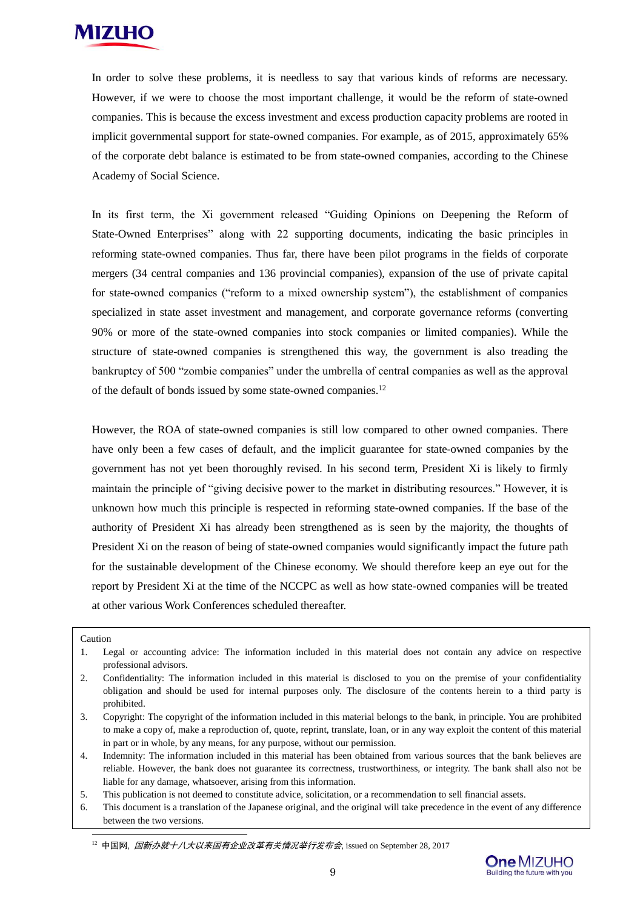In order to solve these problems, it is needless to say that various kinds of reforms are necessary. However, if we were to choose the most important challenge, it would be the reform of state-owned companies. This is because the excess investment and excess production capacity problems are rooted in implicit governmental support for state-owned companies. For example, as of 2015, approximately 65% of the corporate debt balance is estimated to be from state-owned companies, according to the Chinese Academy of Social Science.

In its first term, the Xi government released "Guiding Opinions on Deepening the Reform of State-Owned Enterprises" along with 22 supporting documents, indicating the basic principles in reforming state-owned companies. Thus far, there have been pilot programs in the fields of corporate mergers (34 central companies and 136 provincial companies), expansion of the use of private capital for state-owned companies ("reform to a mixed ownership system"), the establishment of companies specialized in state asset investment and management, and corporate governance reforms (converting 90% or more of the state-owned companies into stock companies or limited companies). While the structure of state-owned companies is strengthened this way, the government is also treading the bankruptcy of 500 "zombie companies" under the umbrella of central companies as well as the approval of the default of bonds issued by some state-owned companies.[12]

However, the ROA of state-owned companies is still low compared to other owned companies. There have only been a few cases of default, and the implicit guarantee for state-owned companies by the government has not yet been thoroughly revised. In his second term, President Xi is likely to firmly maintain the principle of "giving decisive power to the market in distributing resources." However, it is unknown how much this principle is respected in reforming state-owned companies. If the base of the authority of President Xi has already been strengthened as is seen by the majority, the thoughts of President Xi on the reason of being of state-owned companies would significantly impact the future path for the sustainable development of the Chinese economy. We should therefore keep an eye out for the report by President Xi at the time of the NCCPC as well as how state-owned companies will be treated at other various Work Conferences scheduled thereafter.

---

Caution

1. Legal or accounting advice: The information included in this material does not contain any advice on respective professional advisors.
2. Confidentiality: The information included in this material is disclosed to you on the premise of your confidentiality obligation and should be used for internal purposes only. The disclosure of the contents herein to a third party is prohibited.
3. Copyright: The copyright of the information included in this material belongs to the bank, in principle. You are prohibited to make a copy of, make a reproduction of, quote, reprint, translate, loan, or in any way exploit the content of this material in part or in whole, by any means, for any purpose, without our permission.
4. Indemnity: The information included in this material has been obtained from various sources that the bank believes are reliable. However, the bank does not guarantee its correctness, trustworthiness, or integrity. The bank shall also not be liable for any damage, whatsoever, arising from this information.
5. This publication is not deemed to constitute advice, solicitation, or a recommendation to sell financial assets.
6. This document is a translation of the Japanese original, and the original will take precedence in the event of any difference between the two versions.

---

[12] 中国网, *国新办就十八大以来国有企业改革有关情况举行发布会*, issued on September 28, 2017